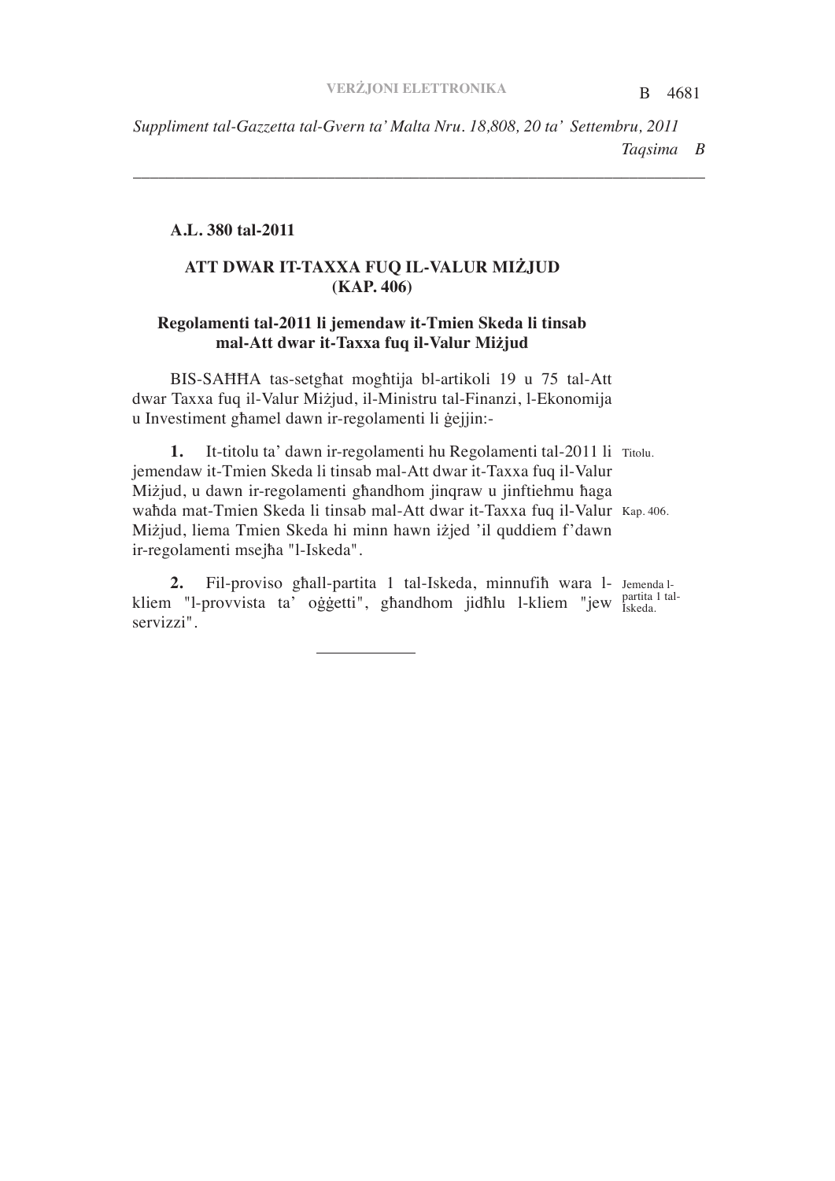**A.L. 380 tal-2011**

**ATT DWAR IT-TAXXA FUQ IL-VALUR MIŻJUD (KAP. 406)**

**Regolamenti tal-2011 li jemendaw it-Tmien Skeda li tinsab mal-Att dwar it-Taxxa fuq il-Valur Miżjud**

BIS-SAĦĦA tas-setgħat mogħtija bl-artikoli 19 u 75 tal-Att dwar Taxxa fuq il-Valur Miżjud, il-Ministru tal-Finanzi, l-Ekonomija u Investiment għamel dawn ir-regolamenti li ġejjin:-

Titolu.

Kap. 406.

**1.** It-titolu ta' dawn ir-regolamenti hu Regolamenti tal-2011 li jemendaw it-Tmien Skeda li tinsab mal-Att dwar it-Taxxa fuq il-Valur Miżjud, u dawn ir-regolamenti għandhom jinqraw u jinftiehmu ħaga waħda mat-Tmien Skeda li tinsab mal-Att dwar it-Taxxa fuq il-Valur Miżjud, liema Tmien Skeda hi minn hawn iżjed 'il quddiem f'dawn ir-regolamenti msejħa "l-Iskeda".

Jemenda l-partita 1 tal-Iskeda.

**2.** Fil-proviso għall-partita 1 tal-Iskeda, minnufiħ wara l-kliem "l-provvista ta' oġġetti", għandhom jidħlu l-kliem "jew servizzi".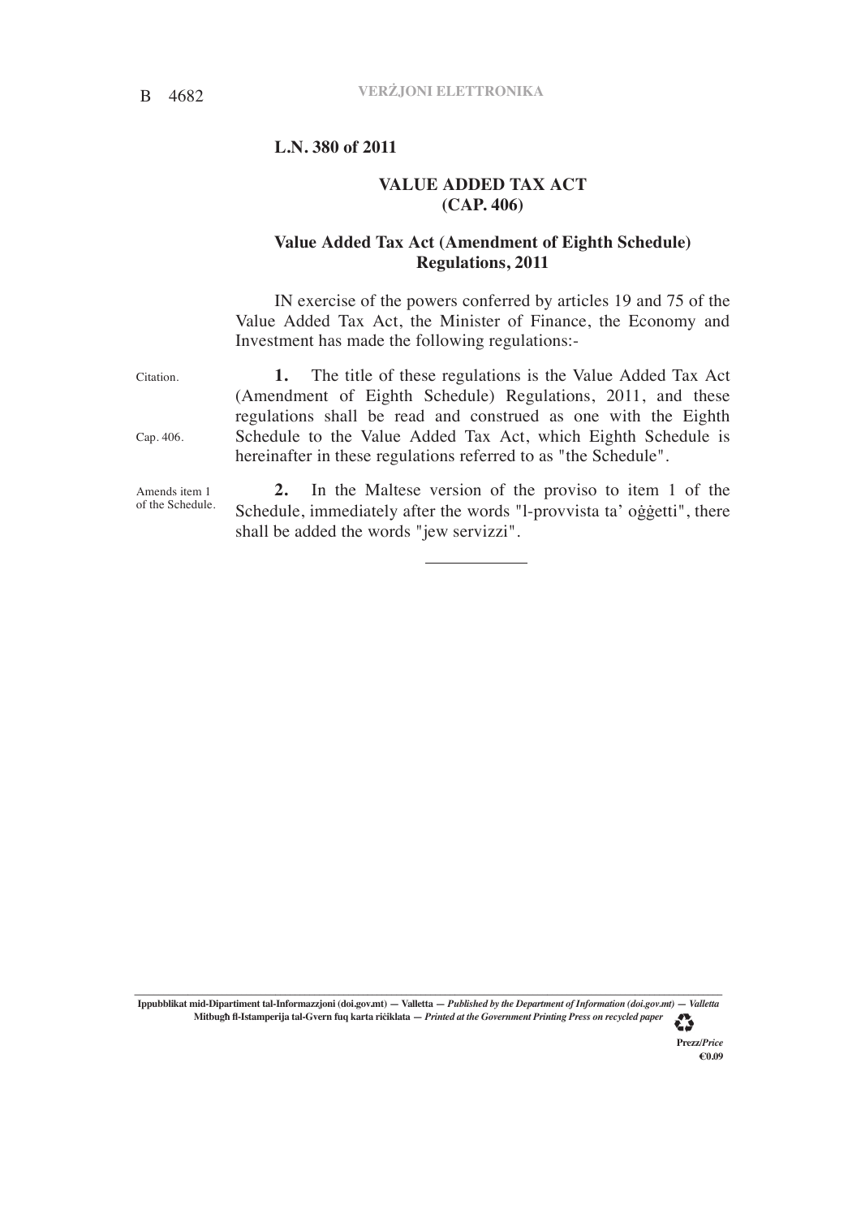**L.N. 380 of 2011**

## VALUE ADDED TAX ACT (CAP. 406)

### Value Added Tax Act (Amendment of Eighth Schedule) Regulations, 2011

IN exercise of the powers conferred by articles 19 and 75 of the Value Added Tax Act, the Minister of Finance, the Economy and Investment has made the following regulations:-

Citation.

Cap. 406.

**1.** The title of these regulations is the Value Added Tax Act (Amendment of Eighth Schedule) Regulations, 2011, and these regulations shall be read and construed as one with the Eighth Schedule to the Value Added Tax Act, which Eighth Schedule is hereinafter in these regulations referred to as "the Schedule".

Amends item 1 of the Schedule.

**2.** In the Maltese version of the proviso to item 1 of the Schedule, immediately after the words "l-provvista ta' oġġetti", there shall be added the words "jew servizzi".

---

Ippubblikat mid-Dipartiment tal-Informazzjoni (doi.gov.mt) — Valletta — *Published by the Department of Information (doi.gov.mt) — Valletta*
Mitbugħ fl-Istamperija tal-Gvern fuq karta riċiklata — *Printed at the Government Printing Press on recycled paper*

Prezz/*Price*
€0.09